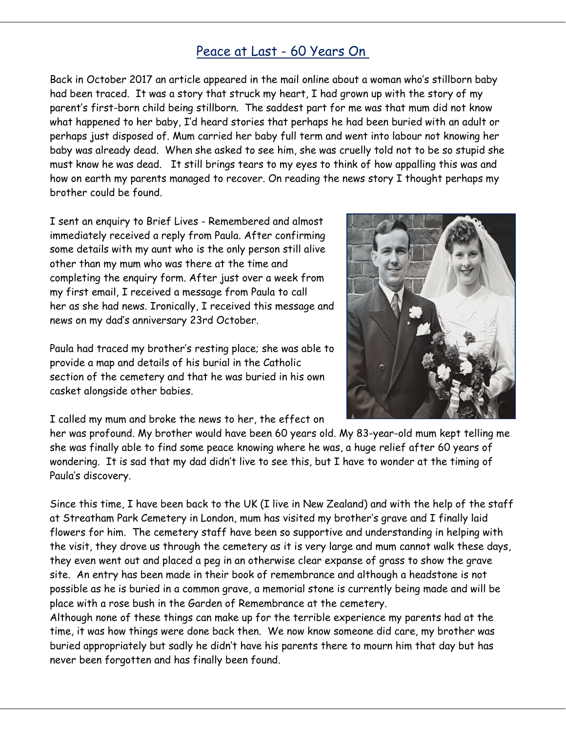# Peace at Last - 60 Years On

Back in October 2017 an article appeared in the mail online about a woman who's stillborn baby had been traced. It was a story that struck my heart, I had grown up with the story of my parent's first-born child being stillborn. The saddest part for me was that mum did not know what happened to her baby, I'd heard stories that perhaps he had been buried with an adult or perhaps just disposed of. Mum carried her baby full term and went into labour not knowing her baby was already dead. When she asked to see him, she was cruelly told not to be so stupid she must know he was dead. It still brings tears to my eyes to think of how appalling this was and how on earth my parents managed to recover. On reading the news story I thought perhaps my brother could be found.

I sent an enquiry to Brief Lives - Remembered and almost immediately received a reply from Paula. After confirming some details with my aunt who is the only person still alive other than my mum who was there at the time and completing the enquiry form. After just over a week from my first email, I received a message from Paula to call her as she had news. Ironically, I received this message and news on my dad's anniversary 23rd October.

Paula had traced my brother's resting place; she was able to provide a map and details of his burial in the Catholic section of the cemetery and that he was buried in his own casket alongside other babies.

I called my mum and broke the news to her, the effect on her was profound. My brother would have been 60 years old. My 83-year-old mum kept telling me she was finally able to find some peace knowing where he was, a huge relief after 60 years of wondering. It is sad that my dad didn't live to see this, but I have to wonder at the timing of Paula's discovery.

Since this time, I have been back to the UK (I live in New Zealand) and with the help of the staff at Streatham Park Cemetery in London, mum has visited my brother's grave and I finally laid flowers for him. The cemetery staff have been so supportive and understanding in helping with the visit, they drove us through the cemetery as it is very large and mum cannot walk these days, they even went out and placed a peg in an otherwise clear expanse of grass to show the grave site. An entry has been made in their book of remembrance and although a headstone is not possible as he is buried in a common grave, a memorial stone is currently being made and will be place with a rose bush in the Garden of Remembrance at the cemetery.
Although none of these things can make up for the terrible experience my parents had at the time, it was how things were done back then. We now know someone did care, my brother was buried appropriately but sadly he didn't have his parents there to mourn him that day but has never been forgotten and has finally been found.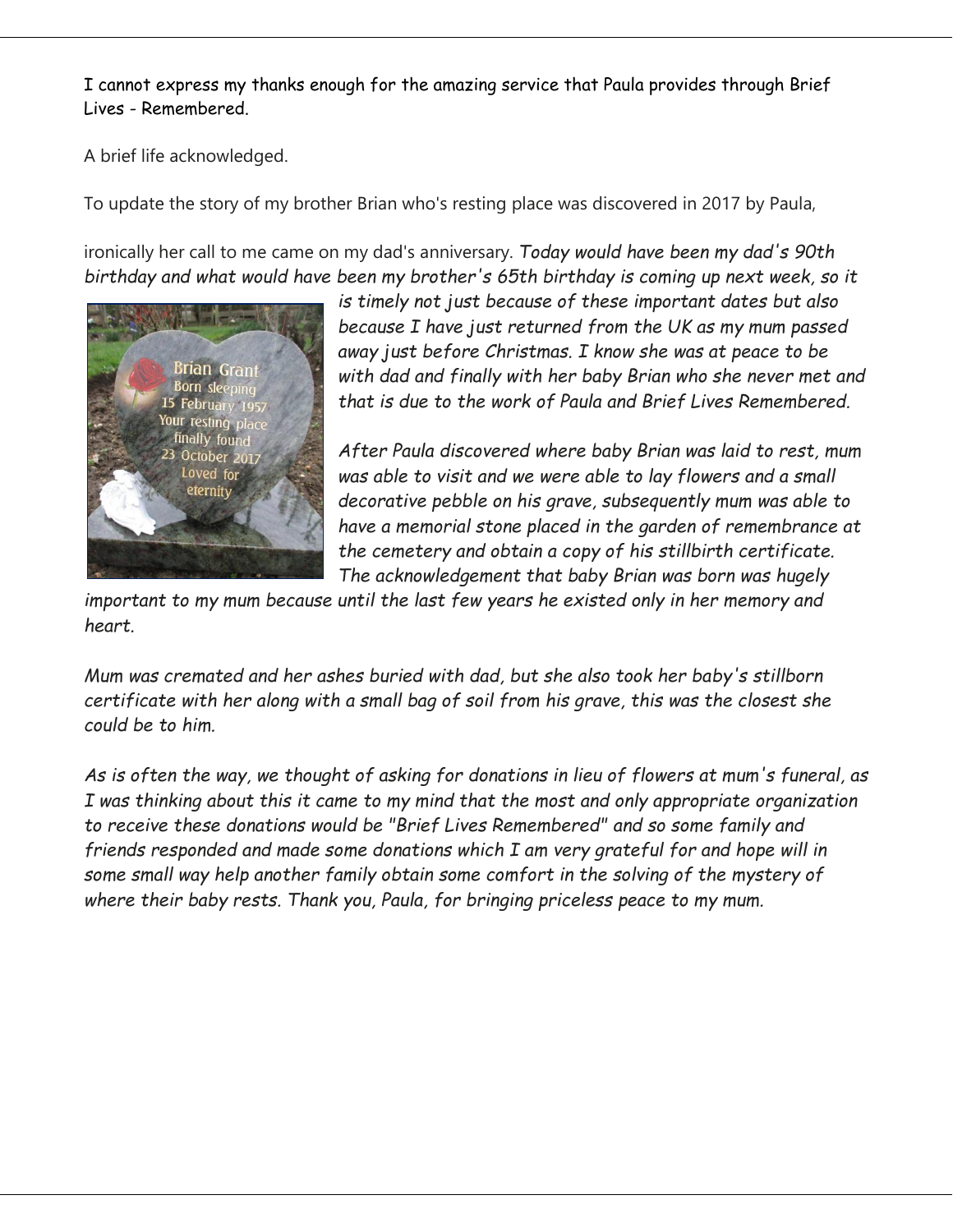I cannot express my thanks enough for the amazing service that Paula provides through Brief Lives - Remembered.

A brief life acknowledged.

To update the story of my brother Brian who's resting place was discovered in 2017 by Paula,

ironically her call to me came on my dad's anniversary. *Today would have been my dad's 90th birthday and what would have been my brother's 65th birthday is coming up next week, so it is timely not just because of these important dates but also because I have just returned from the UK as my mum passed away just before Christmas. I know she was at peace to be with dad and finally with her baby Brian who she never met and that is due to the work of Paula and Brief Lives Remembered.*

*After Paula discovered where baby Brian was laid to rest, mum was able to visit and we were able to lay flowers and a small decorative pebble on his grave, subsequently mum was able to have a memorial stone placed in the garden of remembrance at the cemetery and obtain a copy of his stillbirth certificate. The acknowledgement that baby Brian was born was hugely important to my mum because until the last few years he existed only in her memory and heart.*

*Mum was cremated and her ashes buried with dad, but she also took her baby's stillborn certificate with her along with a small bag of soil from his grave, this was the closest she could be to him.*

*As is often the way, we thought of asking for donations in lieu of flowers at mum's funeral, as I was thinking about this it came to my mind that the most and only appropriate organization to receive these donations would be "Brief Lives Remembered" and so some family and friends responded and made some donations which I am very grateful for and hope will in some small way help another family obtain some comfort in the solving of the mystery of where their baby rests. Thank you, Paula, for bringing priceless peace to my mum.*